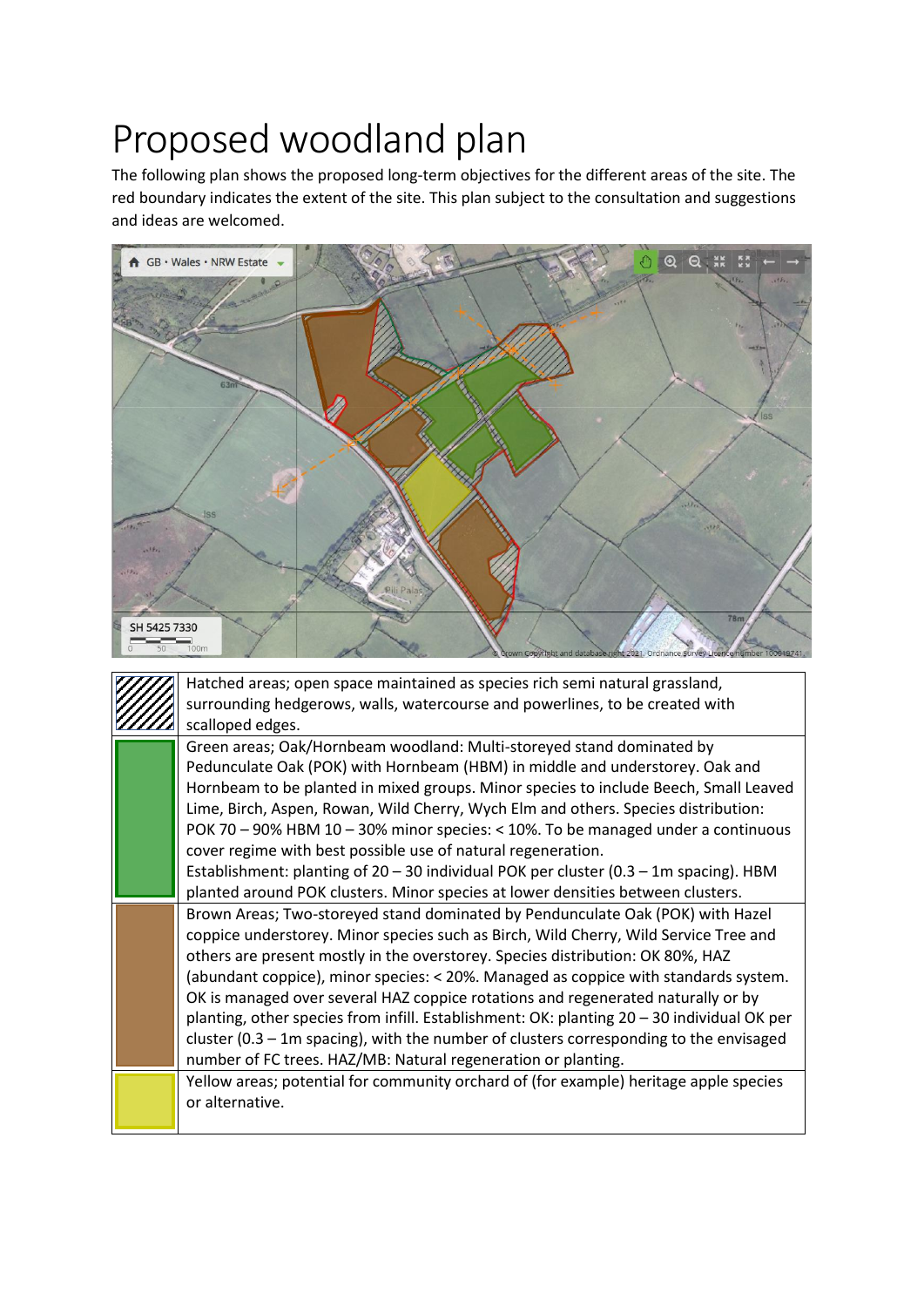# Proposed woodland plan

The following plan shows the proposed long-term objectives for the different areas of the site. The red boundary indicates the extent of the site. This plan subject to the consultation and suggestions and ideas are welcomed.

| | |
|---|---|
| | Hatched areas; open space maintained as species rich semi natural grassland, surrounding hedgerows, walls, watercourse and powerlines, to be created with scalloped edges. |
| | Green areas; Oak/Hornbeam woodland: Multi-storeyed stand dominated by Pedunculate Oak (POK) with Hornbeam (HBM) in middle and understorey. Oak and Hornbeam to be planted in mixed groups. Minor species to include Beech, Small Leaved Lime, Birch, Aspen, Rowan, Wild Cherry, Wych Elm and others. Species distribution: POK 70 – 90% HBM 10 – 30% minor species: < 10%. To be managed under a continuous cover regime with best possible use of natural regeneration.<br>Establishment: planting of 20 – 30 individual POK per cluster (0.3 – 1m spacing). HBM planted around POK clusters. Minor species at lower densities between clusters. |
| | Brown Areas; Two-storeyed stand dominated by Pendunculate Oak (POK) with Hazel coppice understorey. Minor species such as Birch, Wild Cherry, Wild Service Tree and others are present mostly in the overstorey. Species distribution: OK 80%, HAZ (abundant coppice), minor species: < 20%. Managed as coppice with standards system. OK is managed over several HAZ coppice rotations and regenerated naturally or by planting, other species from infill. Establishment: OK: planting 20 – 30 individual OK per cluster (0.3 – 1m spacing), with the number of clusters corresponding to the envisaged number of FC trees. HAZ/MB: Natural regeneration or planting. |
| | Yellow areas; potential for community orchard of (for example) heritage apple species or alternative. |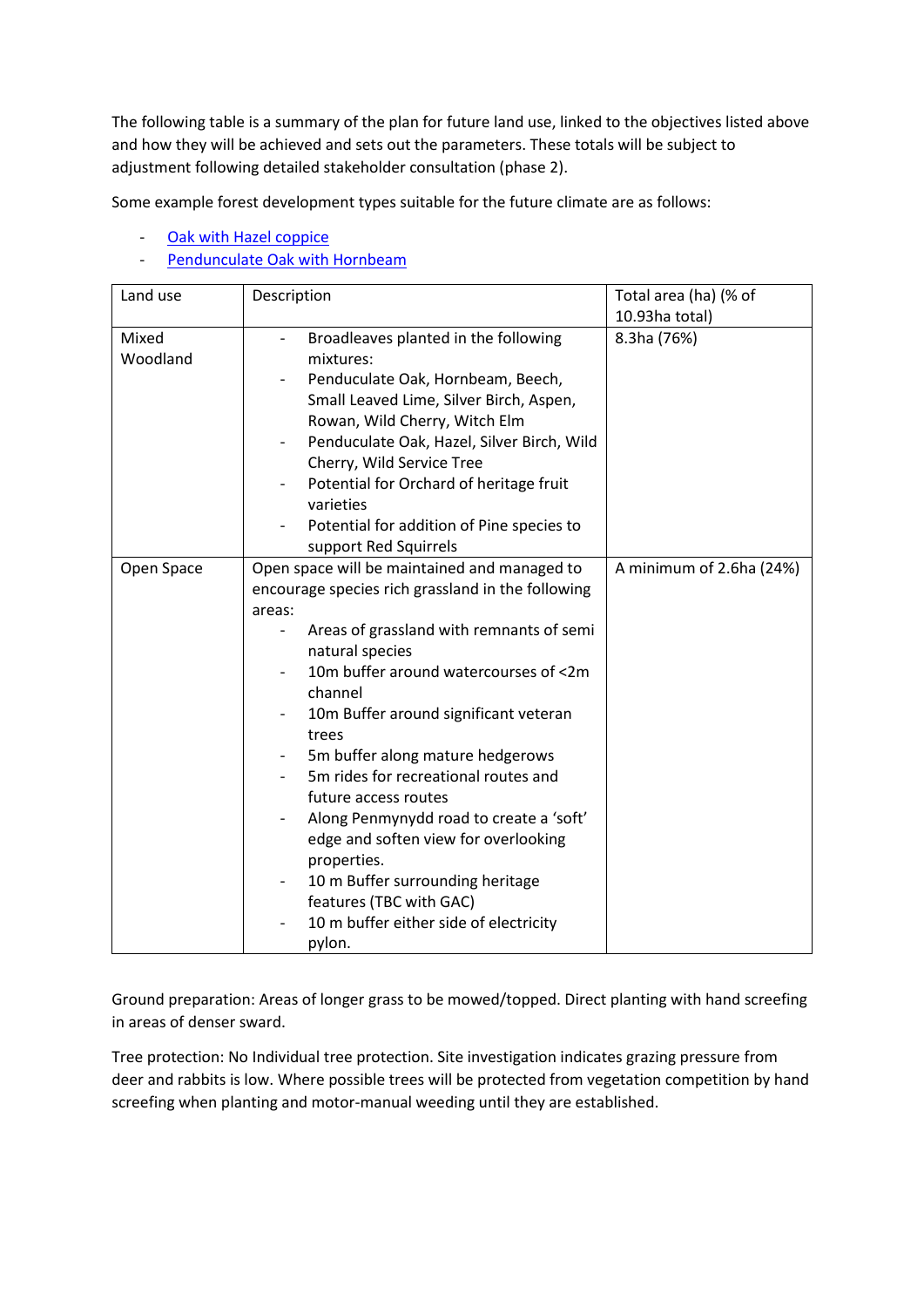The following table is a summary of the plan for future land use, linked to the objectives listed above and how they will be achieved and sets out the parameters. These totals will be subject to adjustment following detailed stakeholder consultation (phase 2).

Some example forest development types suitable for the future climate are as follows:

- Oak with Hazel coppice
- Penduculate Oak with Hornbeam

| Land use | Description | Total area (ha) (% of 10.93ha total) |
|---|---|---|
| Mixed Woodland | - Broadleaves planted in the following mixtures:<br>- Penduculate Oak, Hornbeam, Beech, Small Leaved Lime, Silver Birch, Aspen, Rowan, Wild Cherry, Witch Elm<br>- Penduculate Oak, Hazel, Silver Birch, Wild Cherry, Wild Service Tree<br>- Potential for Orchard of heritage fruit varieties<br>- Potential for addition of Pine species to support Red Squirrels | 8.3ha (76%) |
| Open Space | Open space will be maintained and managed to encourage species rich grassland in the following areas:<br>- Areas of grassland with remnants of semi natural species<br>- 10m buffer around watercourses of <2m channel<br>- 10m Buffer around significant veteran trees<br>- 5m buffer along mature hedgerows<br>- 5m rides for recreational routes and future access routes<br>- Along Penmynydd road to create a 'soft' edge and soften view for overlooking properties.<br>- 10 m Buffer surrounding heritage features (TBC with GAC)<br>- 10 m buffer either side of electricity pylon. | A minimum of 2.6ha (24%) |

Ground preparation: Areas of longer grass to be mowed/topped. Direct planting with hand screefing in areas of denser sward.

Tree protection: No Individual tree protection. Site investigation indicates grazing pressure from deer and rabbits is low. Where possible trees will be protected from vegetation competition by hand screefing when planting and motor-manual weeding until they are established.